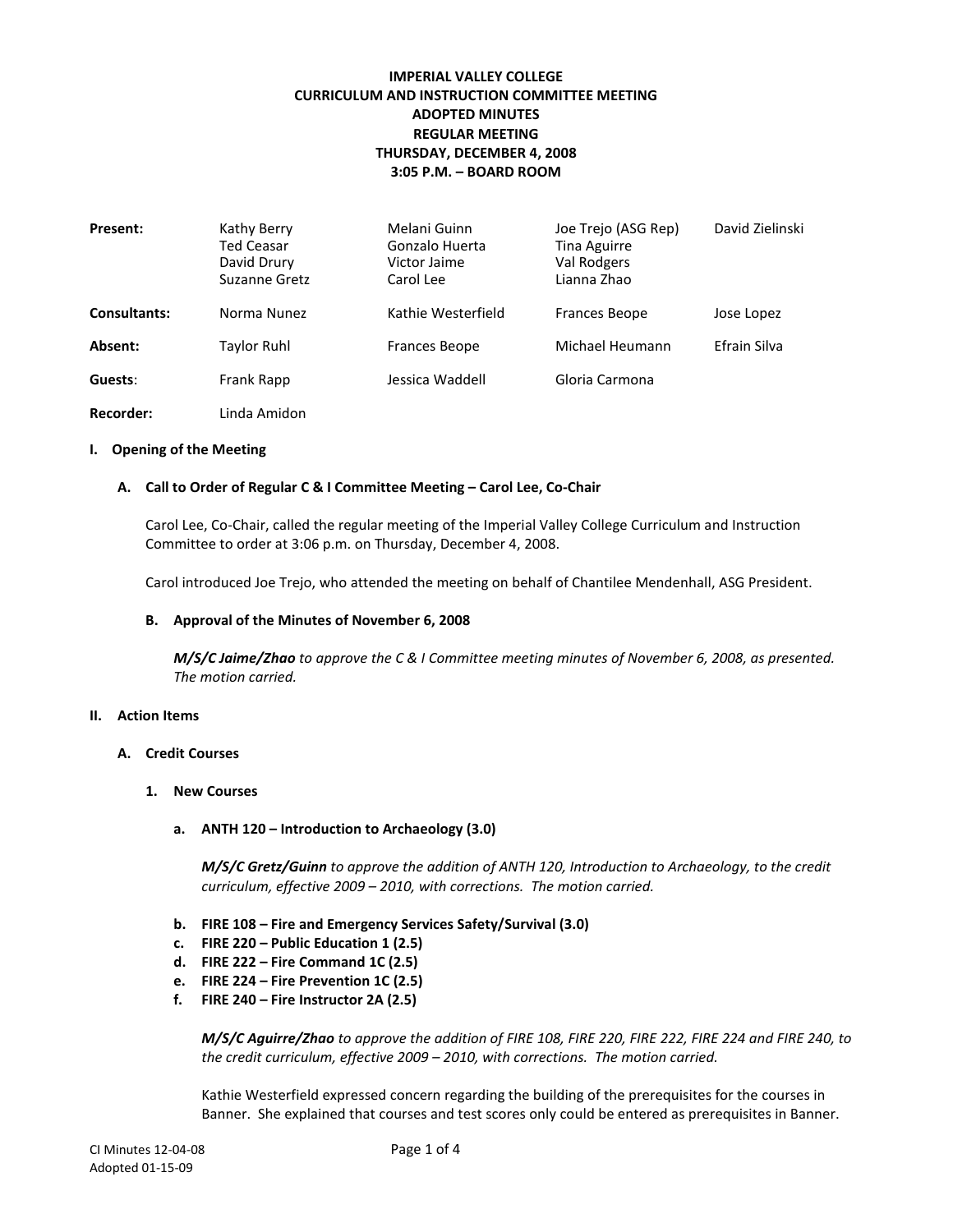# IMPERIAL VALLEY COLLEGE
## CURRICULUM AND INSTRUCTION COMMITTEE MEETING
## ADOPTED MINUTES
## REGULAR MEETING
## THURSDAY, DECEMBER 4, 2008
## 3:05 P.M. – BOARD ROOM

| | | | | |
|---|---|---|---|---|
| **Present:** | Kathy Berry<br>Ted Ceasar<br>David Drury<br>Suzanne Gretz | Melani Guinn<br>Gonzalo Huerta<br>Victor Jaime<br>Carol Lee | Joe Trejo (ASG Rep)<br>Tina Aguirre<br>Val Rodgers<br>Lianna Zhao | David Zielinski |
| **Consultants:** | Norma Nunez | Kathie Westerfield | Frances Beope | Jose Lopez |
| **Absent:** | Taylor Ruhl | Frances Beope | Michael Heumann | Efrain Silva |
| **Guests**: | Frank Rapp | Jessica Waddell | Gloria Carmona | |
| **Recorder:** | Linda Amidon | | | |

**I. Opening of the Meeting**

**A. Call to Order of Regular C & I Committee Meeting – Carol Lee, Co-Chair**

Carol Lee, Co-Chair, called the regular meeting of the Imperial Valley College Curriculum and Instruction Committee to order at 3:06 p.m. on Thursday, December 4, 2008.

Carol introduced Joe Trejo, who attended the meeting on behalf of Chantilee Mendenhall, ASG President.

**B. Approval of the Minutes of November 6, 2008**

***M/S/C Jaime/Zhao*** *to approve the C & I Committee meeting minutes of November 6, 2008, as presented. The motion carried.*

**II. Action Items**

**A. Credit Courses**

**1. New Courses**

**a. ANTH 120 – Introduction to Archaeology (3.0)**

***M/S/C Gretz/Guinn*** *to approve the addition of ANTH 120, Introduction to Archaeology, to the credit curriculum, effective 2009 – 2010, with corrections. The motion carried.*

**b. FIRE 108 – Fire and Emergency Services Safety/Survival (3.0)**
**c. FIRE 220 – Public Education 1 (2.5)**
**d. FIRE 222 – Fire Command 1C (2.5)**
**e. FIRE 224 – Fire Prevention 1C (2.5)**
**f. FIRE 240 – Fire Instructor 2A (2.5)**

***M/S/C Aguirre/Zhao*** *to approve the addition of FIRE 108, FIRE 220, FIRE 222, FIRE 224 and FIRE 240, to the credit curriculum, effective 2009 – 2010, with corrections. The motion carried.*

Kathie Westerfield expressed concern regarding the building of the prerequisites for the courses in Banner. She explained that courses and test scores only could be entered as prerequisites in Banner.

CI Minutes 12-04-08
Adopted 01-15-09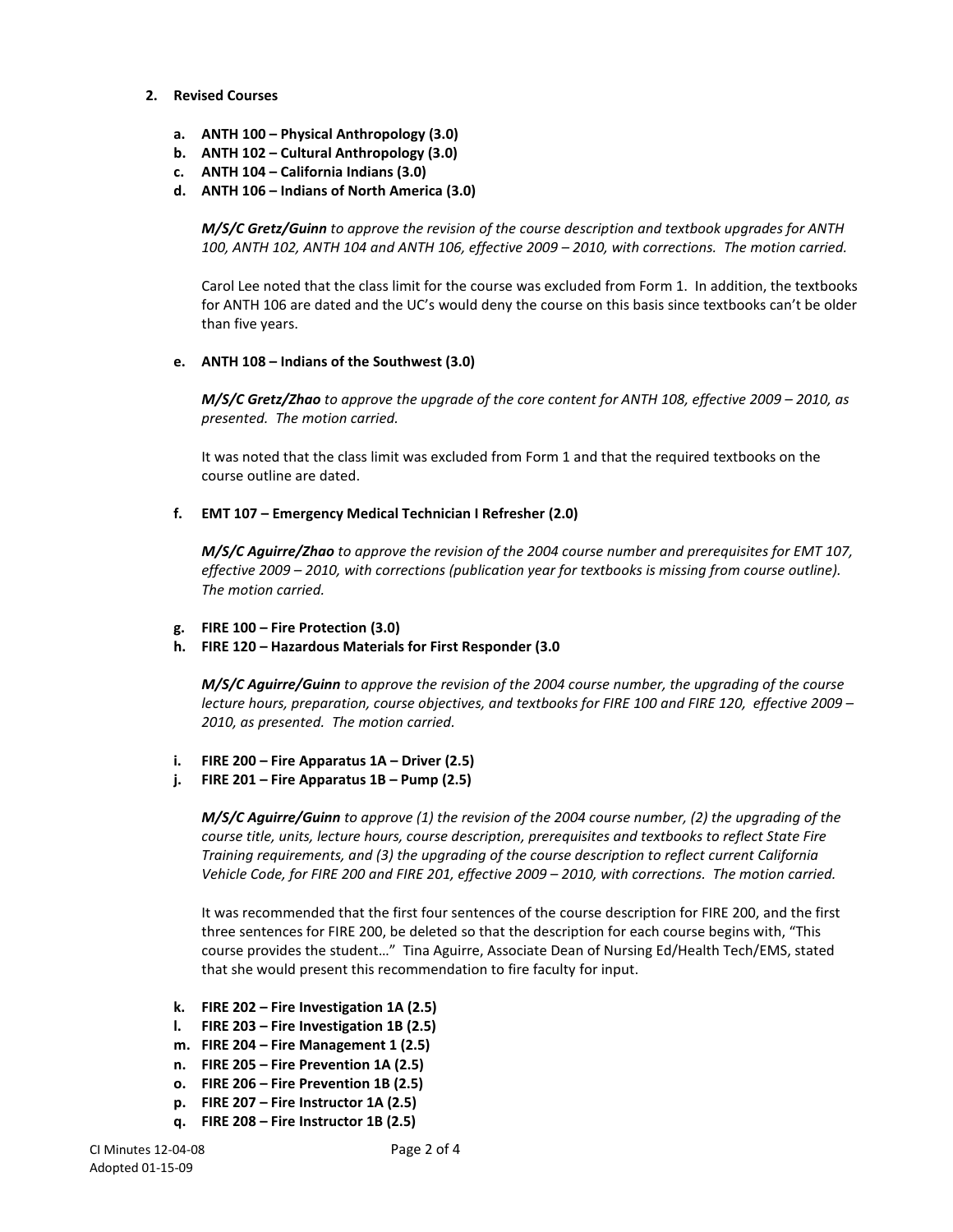**2. Revised Courses**

**a. ANTH 100 – Physical Anthropology (3.0)**
**b. ANTH 102 – Cultural Anthropology (3.0)**
**c. ANTH 104 – California Indians (3.0)**
**d. ANTH 106 – Indians of North America (3.0)**

***M/S/C Gretz/Guinn*** *to approve the revision of the course description and textbook upgrades for ANTH 100, ANTH 102, ANTH 104 and ANTH 106, effective 2009 – 2010, with corrections. The motion carried.*

Carol Lee noted that the class limit for the course was excluded from Form 1. In addition, the textbooks for ANTH 106 are dated and the UC's would deny the course on this basis since textbooks can't be older than five years.

**e. ANTH 108 – Indians of the Southwest (3.0)**

***M/S/C Gretz/Zhao*** *to approve the upgrade of the core content for ANTH 108, effective 2009 – 2010, as presented. The motion carried.*

It was noted that the class limit was excluded from Form 1 and that the required textbooks on the course outline are dated.

**f. EMT 107 – Emergency Medical Technician I Refresher (2.0)**

***M/S/C Aguirre/Zhao*** *to approve the revision of the 2004 course number and prerequisites for EMT 107, effective 2009 – 2010, with corrections (publication year for textbooks is missing from course outline). The motion carried.*

**g. FIRE 100 – Fire Protection (3.0)**
**h. FIRE 120 – Hazardous Materials for First Responder (3.0**

***M/S/C Aguirre/Guinn*** *to approve the revision of the 2004 course number, the upgrading of the course lecture hours, preparation, course objectives, and textbooks for FIRE 100 and FIRE 120, effective 2009 – 2010, as presented. The motion carried.*

**i. FIRE 200 – Fire Apparatus 1A – Driver (2.5)**
**j. FIRE 201 – Fire Apparatus 1B – Pump (2.5)**

***M/S/C Aguirre/Guinn*** *to approve (1) the revision of the 2004 course number, (2) the upgrading of the course title, units, lecture hours, course description, prerequisites and textbooks to reflect State Fire Training requirements, and (3) the upgrading of the course description to reflect current California Vehicle Code, for FIRE 200 and FIRE 201, effective 2009 – 2010, with corrections. The motion carried.*

It was recommended that the first four sentences of the course description for FIRE 200, and the first three sentences for FIRE 200, be deleted so that the description for each course begins with, "This course provides the student…" Tina Aguirre, Associate Dean of Nursing Ed/Health Tech/EMS, stated that she would present this recommendation to fire faculty for input.

**k. FIRE 202 – Fire Investigation 1A (2.5)**
**l. FIRE 203 – Fire Investigation 1B (2.5)**
**m. FIRE 204 – Fire Management 1 (2.5)**
**n. FIRE 205 – Fire Prevention 1A (2.5)**
**o. FIRE 206 – Fire Prevention 1B (2.5)**
**p. FIRE 207 – Fire Instructor 1A (2.5)**
**q. FIRE 208 – Fire Instructor 1B (2.5)**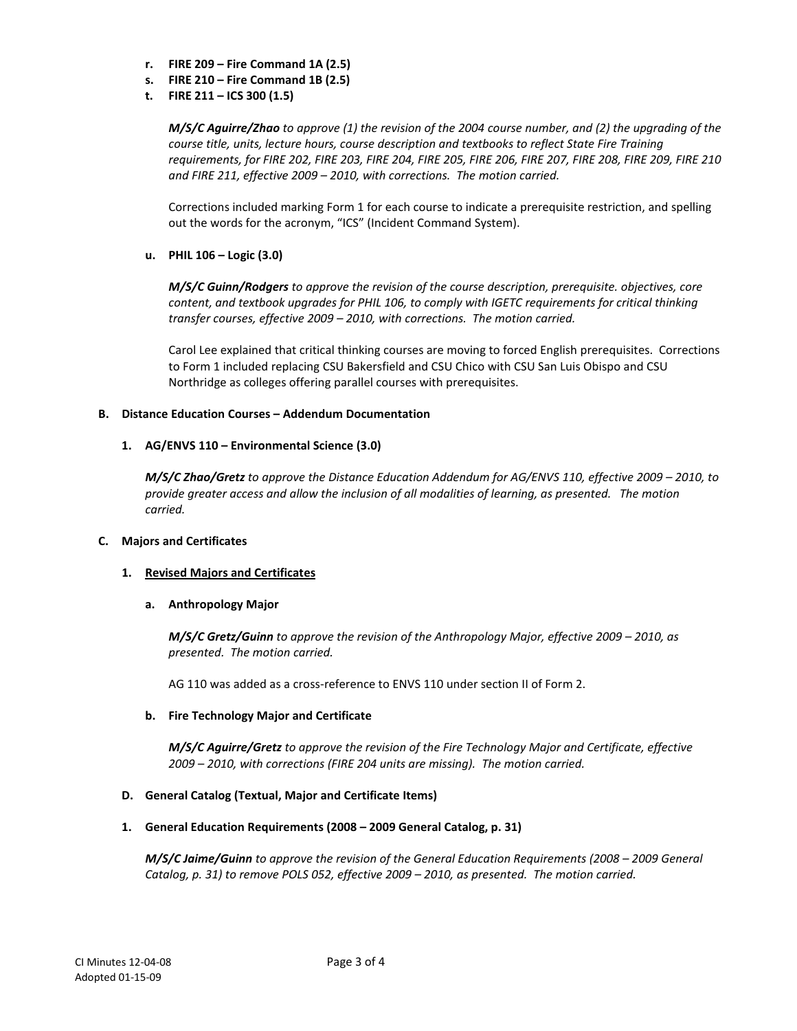r. **FIRE 209 – Fire Command 1A (2.5)**
s. **FIRE 210 – Fire Command 1B (2.5)**
t. **FIRE 211 – ICS 300 (1.5)**

***M/S/C Aguirre/Zhao*** *to approve (1) the revision of the 2004 course number, and (2) the upgrading of the course title, units, lecture hours, course description and textbooks to reflect State Fire Training requirements, for FIRE 202, FIRE 203, FIRE 204, FIRE 205, FIRE 206, FIRE 207, FIRE 208, FIRE 209, FIRE 210 and FIRE 211, effective 2009 – 2010, with corrections. The motion carried.*

Corrections included marking Form 1 for each course to indicate a prerequisite restriction, and spelling out the words for the acronym, "ICS" (Incident Command System).

u. **PHIL 106 – Logic (3.0)**

***M/S/C Guinn/Rodgers*** *to approve the revision of the course description, prerequisite. objectives, core content, and textbook upgrades for PHIL 106, to comply with IGETC requirements for critical thinking transfer courses, effective 2009 – 2010, with corrections. The motion carried.*

Carol Lee explained that critical thinking courses are moving to forced English prerequisites. Corrections to Form 1 included replacing CSU Bakersfield and CSU Chico with CSU San Luis Obispo and CSU Northridge as colleges offering parallel courses with prerequisites.

**B. Distance Education Courses – Addendum Documentation**

**1. AG/ENVS 110 – Environmental Science (3.0)**

***M/S/C Zhao/Gretz*** *to approve the Distance Education Addendum for AG/ENVS 110, effective 2009 – 2010, to provide greater access and allow the inclusion of all modalities of learning, as presented. The motion carried.*

**C. Majors and Certificates**

**1. <u>Revised Majors and Certificates</u>**

**a. Anthropology Major**

***M/S/C Gretz/Guinn*** *to approve the revision of the Anthropology Major, effective 2009 – 2010, as presented. The motion carried.*

AG 110 was added as a cross-reference to ENVS 110 under section II of Form 2.

**b. Fire Technology Major and Certificate**

***M/S/C Aguirre/Gretz*** *to approve the revision of the Fire Technology Major and Certificate, effective 2009 – 2010, with corrections (FIRE 204 units are missing). The motion carried.*

**D. General Catalog (Textual, Major and Certificate Items)**

**1. General Education Requirements (2008 – 2009 General Catalog, p. 31)**

***M/S/C Jaime/Guinn*** *to approve the revision of the General Education Requirements (2008 – 2009 General Catalog, p. 31) to remove POLS 052, effective 2009 – 2010, as presented. The motion carried.*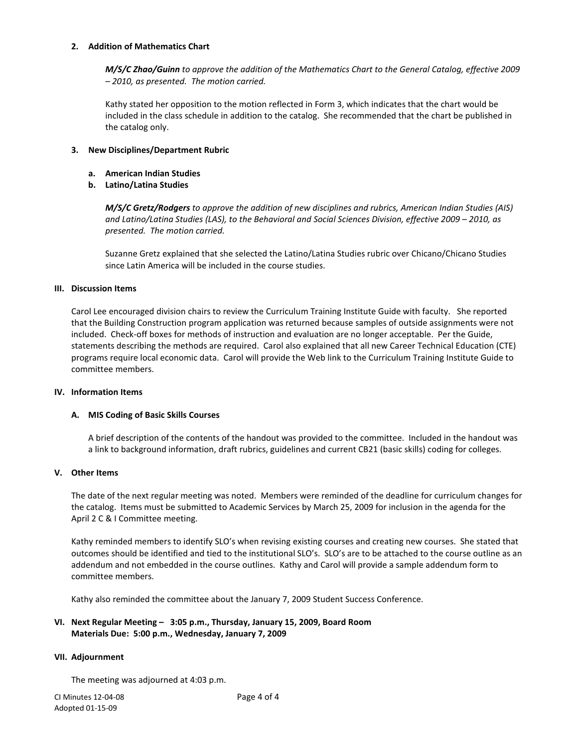**2. Addition of Mathematics Chart**

> ***M/S/C Zhao/Guinn*** *to approve the addition of the Mathematics Chart to the General Catalog, effective 2009 – 2010, as presented. The motion carried.*
>
> Kathy stated her opposition to the motion reflected in Form 3, which indicates that the chart would be included in the class schedule in addition to the catalog. She recommended that the chart be published in the catalog only.

**3. New Disciplines/Department Rubric**

- **a. American Indian Studies**
- **b. Latino/Latina Studies**

> ***M/S/C Gretz/Rodgers*** *to approve the addition of new disciplines and rubrics, American Indian Studies (AIS) and Latino/Latina Studies (LAS), to the Behavioral and Social Sciences Division, effective 2009 – 2010, as presented. The motion carried.*
>
> Suzanne Gretz explained that she selected the Latino/Latina Studies rubric over Chicano/Chicano Studies since Latin America will be included in the course studies.

## III. Discussion Items

Carol Lee encouraged division chairs to review the Curriculum Training Institute Guide with faculty. She reported that the Building Construction program application was returned because samples of outside assignments were not included. Check-off boxes for methods of instruction and evaluation are no longer acceptable. Per the Guide, statements describing the methods are required. Carol also explained that all new Career Technical Education (CTE) programs require local economic data. Carol will provide the Web link to the Curriculum Training Institute Guide to committee members.

## IV. Information Items

### A. MIS Coding of Basic Skills Courses

A brief description of the contents of the handout was provided to the committee. Included in the handout was a link to background information, draft rubrics, guidelines and current CB21 (basic skills) coding for colleges.

## V. Other Items

The date of the next regular meeting was noted. Members were reminded of the deadline for curriculum changes for the catalog. Items must be submitted to Academic Services by March 25, 2009 for inclusion in the agenda for the April 2 C & I Committee meeting.

Kathy reminded members to identify SLO's when revising existing courses and creating new courses. She stated that outcomes should be identified and tied to the institutional SLO's. SLO's are to be attached to the course outline as an addendum and not embedded in the course outlines. Kathy and Carol will provide a sample addendum form to committee members.

Kathy also reminded the committee about the January 7, 2009 Student Success Conference.

## VI. Next Regular Meeting – 3:05 p.m., Thursday, January 15, 2009, Board Room
**Materials Due: 5:00 p.m., Wednesday, January 7, 2009**

## VII. Adjournment

The meeting was adjourned at 4:03 p.m.

CI Minutes 12-04-08
Adopted 01-15-09